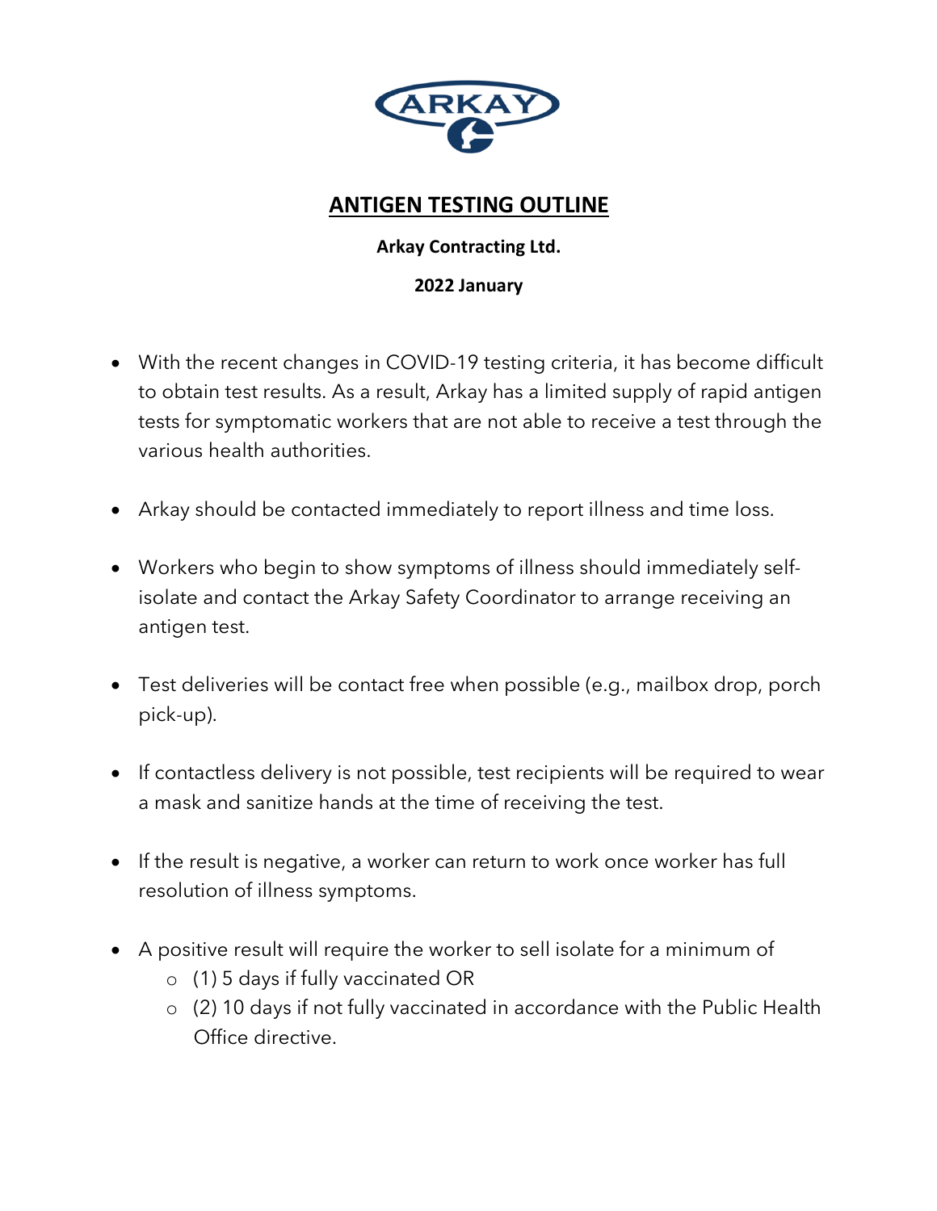# ANTIGEN TESTING OUTLINE

**Arkay Contracting Ltd.**

**2022 January**

- With the recent changes in COVID-19 testing criteria, it has become difficult to obtain test results. As a result, Arkay has a limited supply of rapid antigen tests for symptomatic workers that are not able to receive a test through the various health authorities.
- Arkay should be contacted immediately to report illness and time loss.
- Workers who begin to show symptoms of illness should immediately self-isolate and contact the Arkay Safety Coordinator to arrange receiving an antigen test.
- Test deliveries will be contact free when possible (e.g., mailbox drop, porch pick-up).
- If contactless delivery is not possible, test recipients will be required to wear a mask and sanitize hands at the time of receiving the test.
- If the result is negative, a worker can return to work once worker has full resolution of illness symptoms.
- A positive result will require the worker to sell isolate for a minimum of
  - (1) 5 days if fully vaccinated OR
  - (2) 10 days if not fully vaccinated in accordance with the Public Health Office directive.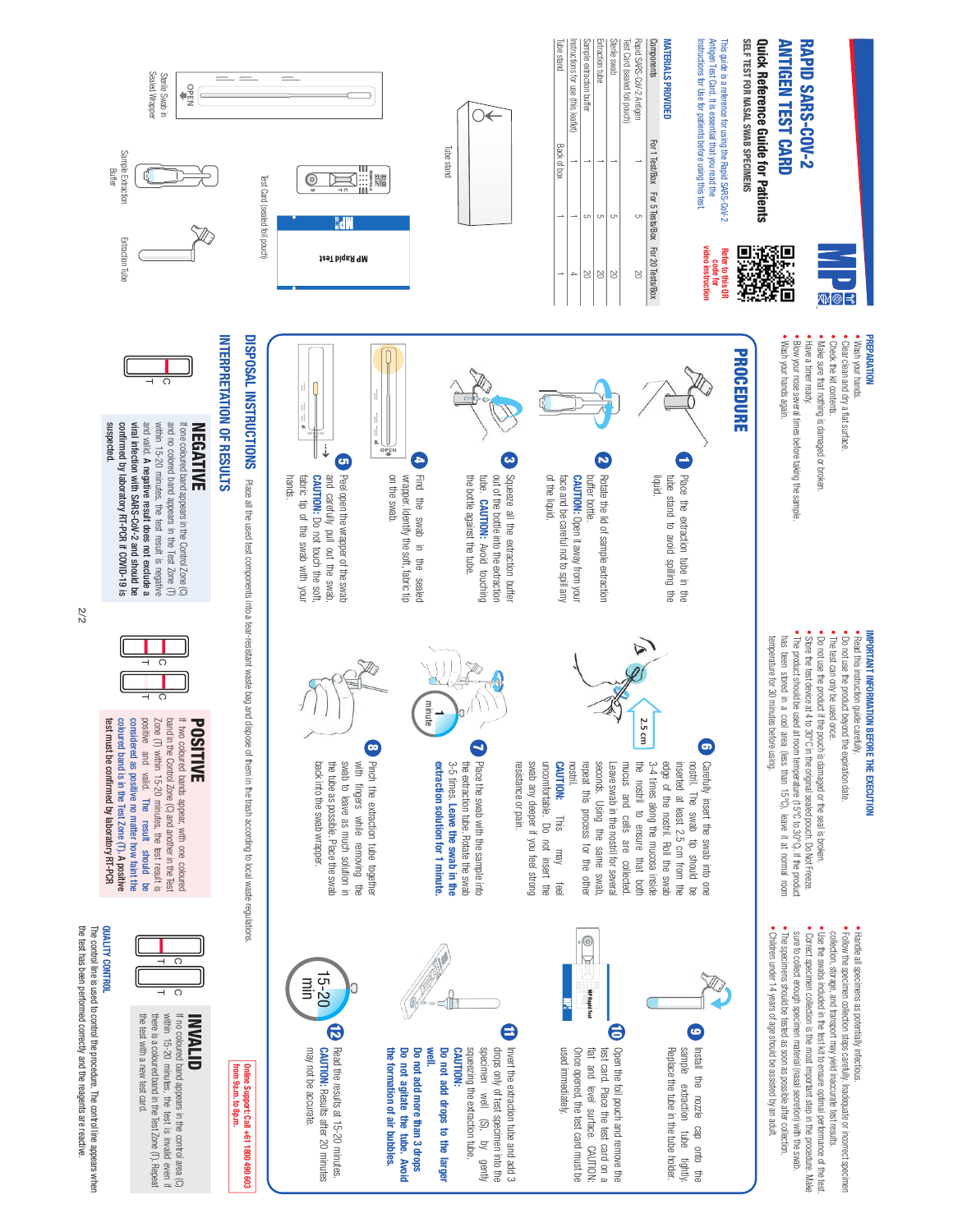# RAPID SARS-COV-2 ANTIGEN TEST CARD

## Quick Reference Guide for Patients

### SELF TEST FOR NASAL SWAB SPECIMENS

This guide is a reference for using the Rapid SARS-CoV-2 Antigen Test Card. It is essential that you read the Instructions for Use for patients before using this test.

Refer to this QR code for video instruction

### MATERIALS PROVIDED

| Components | For 1 Test/Box | For 5 Tests/Box | For 20 Tests/Box |
|---|---|---|---|
| Rapid SARS-CoV-2 Antigen Test Card (sealed foil pouch) | 1 | 5 | 20 |
| Sterile swab | 1 | 5 | 20 |
| Extraction tube | 1 | 5 | 20 |
| Sample extraction buffer | 1 | 5 | 20 |
| Instructions for use (this leaflet) | 1 | 1 | 4 |
| Tube stand | Back of box | 1 | 1 |

Tube stand

Test Card (sealed foil pouch)

MP Rapid Test

OPEN

Sterile Swab in Sealed Wrapper

Sample Extraction Buffer

Extraction Tube

### PREPARATION

- Wash your hands.
- Clear clean and dry a flat surface.
- Check the kit contents.
- Make sure that nothing is damaged or broken.
- Have a timer ready.
- Blow your nose several times before taking the sample.
- Wash your hands again.

### IMPORTANT INFORMATION BEFORE THE EXECUTION

- Read this instruction guide carefully.
- Do not use the product beyond the expiration date.
- The test can only be used once.
- Do not use the product if the pouch is damaged or the seal is broken.
- Store the test device at 4 to 30°C in the original sealed pouch. Do Not Freeze.
- The product should be used at room temperature (15°C to 30°C). If the product has been stored in a cool area (less than 15°C), leave it at normal room temperature for 30 minutes before using.
- Handle all specimens as potentially infectious.
- Follow the specimen collection steps carefully. Inadequate or incorrect specimen collection, storage, and transport may yield inaccurate test results.
- Use the swabs included in the test kit to ensure optimal performance of the test.
- Correct specimen collection is the most important step in the procedure. Make sure to collect enough specimen material (nasal secretion) with the swab.
- The specimens should be tested as soon as possible after collection.
- Children under 14 years of age should be assisted by an adult.

## PROCEDURE

**1** Place the extraction tube in the tube stand to avoid spilling the liquid.

**2** Rotate the lid of sample extraction buffer bottle.
**CAUTION:** Open it away from your face and be careful not to spill any of the liquid.

**3** Squeeze all the extraction buffer out of the bottle into the extraction tube. **CAUTION:** Avoid touching the bottle against the tube.

**4** Find the swab in the sealed wrapper. Identify the soft, fabric tip on the swab.

**5** Peel open the wrapper of the swab and carefully pull out the swab.
**CAUTION:** Do not touch the soft, fabric tip of the swab with your hands.

**6** Carefully insert the swab into one nostril. The swab tip should be inserted at least 2.5 cm from the edge of the nostril. Roll the swab 3-4 times along the mucosa inside the nostril to ensure that both mucus and cells are collected. Leave swab in the nostril for several seconds. Using the same swab, repeat this process for the other nostril.
**CAUTION:** This may feel uncomfortable. Do not insert the swab any deeper if you feel strong resistance or pain.

2.5 cm

**7** Place the swab with the sample into the extraction tube. Rotate the swab 3-5 times. **Leave the swab in the extraction solution for 1 minute.**

1 minute

**8** Pinch the extraction tube together with fingers while removing the swab to leave as much solution in the tube as possible. Place the swab back into the swab wrapper.

**9** Install the nozzle cap onto the sample extraction tube tightly. Replace the tube in the tube holder.

**10** Open the foil pouch and remove the test card. Place the test card on a flat and level surface. CAUTION: Once opened, the test card must be used immediately.

**11** Invert the extraction tube and add 3 drops only of test specimen into the specimen well (S), by gently squeezing the extraction tube.
**CAUTION:**
**Do not add drops to the larger well.**
**Do not add more than 3 drops**
**Do not agitate the tube. Avoid the formation of air bubbles.**

**12** Read the results at 15-20 minutes.
**CAUTION:** Results after 20 minutes may not be accurate.

15-20 min

## DISPOSAL INSTRUCTIONS

Place all the used test components into a tear-resistant waste bag and dispose of them in the trash according to local waste regulations.

## INTERPRETATION OF RESULTS

### NEGATIVE

If one coloured band appears in the Control Zone (C) and no coloured band appears in the Test Zone (T) within 15-20 minutes, the test result is negative and valid. **A negative result does not exclude a viral infection with SARS-CoV-2 and should be confirmed by laboratory RT-PCR if COVID-19 is suspected.**

### POSITIVE

If two coloured bands appear, with one coloured band in the Control Zone (C) and another in the Test Zone (T) within 15-20 minutes, the test result is positive and valid. **The result should be considered as positive no matter how faint the coloured band is in the Test Zone (T). A positive test must be confirmed by laboratory RT-PCR**

### INVALID

If no coloured band appears in the control area (C) within 15-20 minutes, the test is invalid even if there is a coloured band in the Test Zone (T). Repeat the test with a new test card.

**Online Support: Call +61 1800 490 603 from 9a.m. to 9p.m.**

### QUALITY CONTROL

The control line is used to control the procedure. The control line appears when the test has been performed correctly and the reagents are reactive.